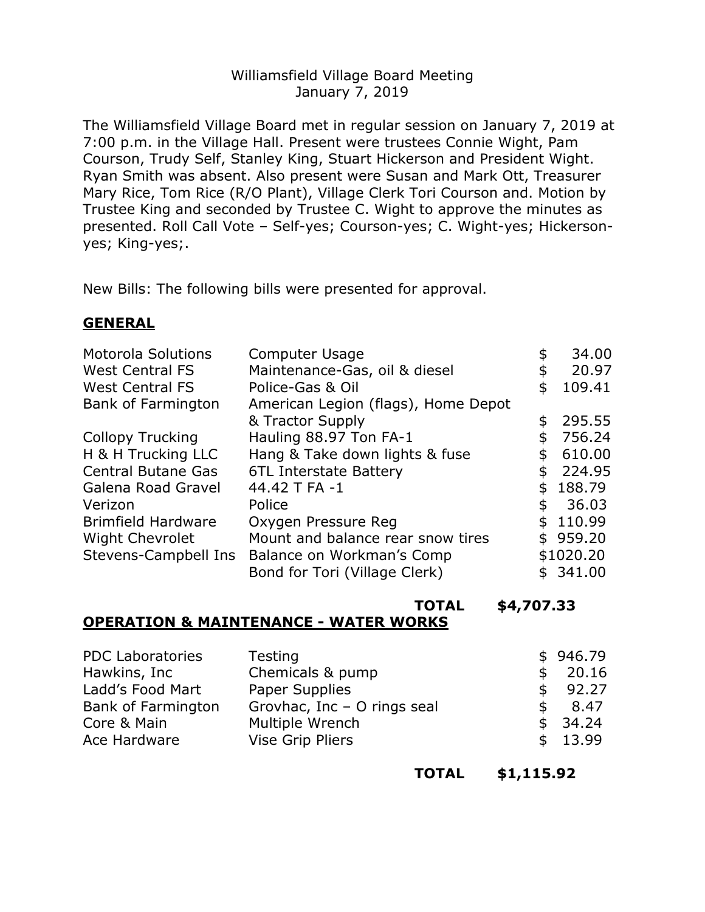Williamsfield Village Board Meeting
January 7, 2019

The Williamsfield Village Board met in regular session on January 7, 2019 at 7:00 p.m. in the Village Hall. Present were trustees Connie Wight, Pam Courson, Trudy Self, Stanley King, Stuart Hickerson and President Wight. Ryan Smith was absent. Also present were Susan and Mark Ott, Treasurer Mary Rice, Tom Rice (R/O Plant), Village Clerk Tori Courson and. Motion by Trustee King and seconded by Trustee C. Wight to approve the minutes as presented. Roll Call Vote – Self-yes; Courson-yes; C. Wight-yes; Hickerson-yes; King-yes;.

New Bills: The following bills were presented for approval.

## GENERAL

| | | |
|---|---|---|
| Motorola Solutions | Computer Usage | $ 34.00 |
| West Central FS | Maintenance-Gas, oil & diesel | $ 20.97 |
| West Central FS | Police-Gas & Oil | $ 109.41 |
| Bank of Farmington | American Legion (flags), Home Depot & Tractor Supply | $ 295.55 |
| Collopy Trucking | Hauling 88.97 Ton FA-1 | $ 756.24 |
| H & H Trucking LLC | Hang & Take down lights & fuse | $ 610.00 |
| Central Butane Gas | 6TL Interstate Battery | $ 224.95 |
| Galena Road Gravel | 44.42 T FA -1 | $ 188.79 |
| Verizon | Police | $ 36.03 |
| Brimfield Hardware | Oxygen Pressure Reg | $ 110.99 |
| Wight Chevrolet | Mount and balance rear snow tires | $ 959.20 |
| Stevens-Campbell Ins | Balance on Workman's Comp | $1020.20 |
| | Bond for Tori (Village Clerk) | $ 341.00 |
| | **TOTAL** | **$4,707.33** |

## OPERATION & MAINTENANCE - WATER WORKS

| | | |
|---|---|---|
| PDC Laboratories | Testing | $ 946.79 |
| Hawkins, Inc | Chemicals & pump | $ 20.16 |
| Ladd's Food Mart | Paper Supplies | $ 92.27 |
| Bank of Farmington | Grovhac, Inc – O rings seal | $ 8.47 |
| Core & Main | Multiple Wrench | $ 34.24 |
| Ace Hardware | Vise Grip Pliers | $ 13.99 |
| | **TOTAL** | **$1,115.92** |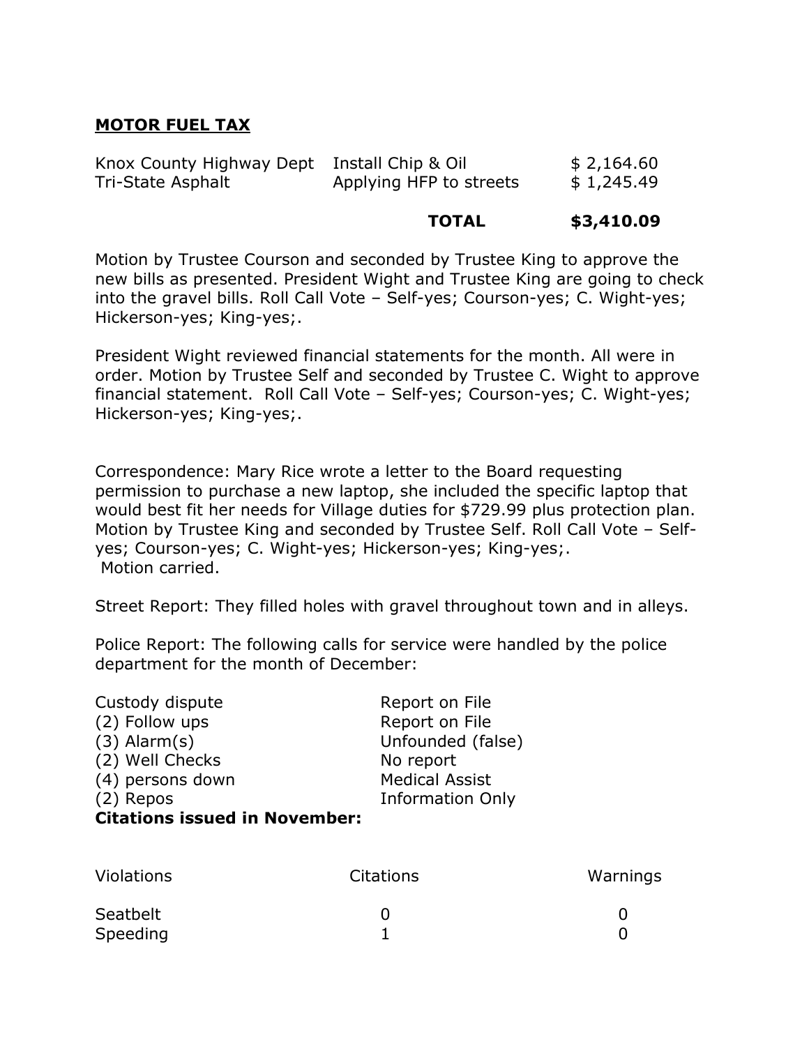**MOTOR FUEL TAX**

| | | |
|---|---|---|
| Knox County Highway Dept | Install Chip & Oil | $ 2,164.60 |
| Tri-State Asphalt | Applying HFP to streets | $ 1,245.49 |
| | **TOTAL** | **$3,410.09** |

Motion by Trustee Courson and seconded by Trustee King to approve the new bills as presented. President Wight and Trustee King are going to check into the gravel bills. Roll Call Vote – Self-yes; Courson-yes; C. Wight-yes; Hickerson-yes; King-yes;.

President Wight reviewed financial statements for the month. All were in order. Motion by Trustee Self and seconded by Trustee C. Wight to approve financial statement. Roll Call Vote – Self-yes; Courson-yes; C. Wight-yes; Hickerson-yes; King-yes;.

Correspondence: Mary Rice wrote a letter to the Board requesting permission to purchase a new laptop, she included the specific laptop that would best fit her needs for Village duties for $729.99 plus protection plan. Motion by Trustee King and seconded by Trustee Self. Roll Call Vote – Self-yes; Courson-yes; C. Wight-yes; Hickerson-yes; King-yes;.
Motion carried.

Street Report: They filled holes with gravel throughout town and in alleys.

Police Report: The following calls for service were handled by the police department for the month of December:

| | |
|---|---|
| Custody dispute | Report on File |
| (2) Follow ups | Report on File |
| (3) Alarm(s) | Unfounded (false) |
| (2) Well Checks | No report |
| (4) persons down | Medical Assist |
| (2) Repos | Information Only |

**Citations issued in November:**

| Violations | Citations | Warnings |
|---|---|---|
| Seatbelt | 0 | 0 |
| Speeding | 1 | 0 |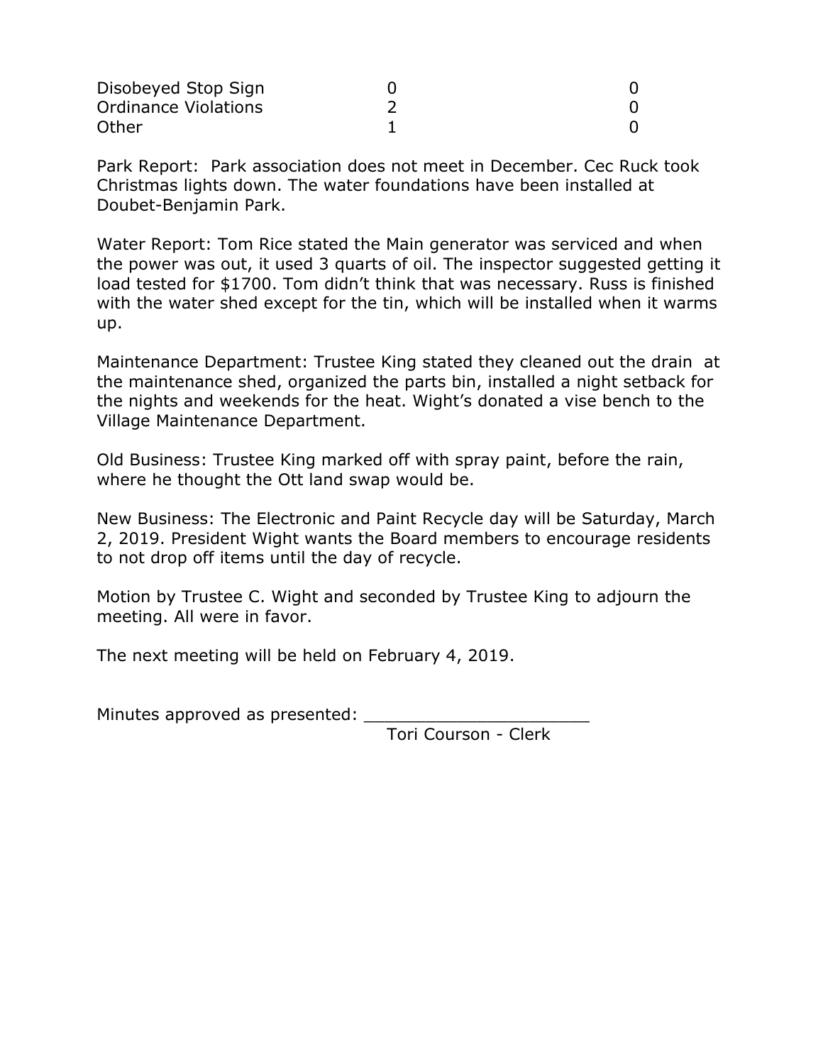| | | |
|---|---|---|
| Disobeyed Stop Sign | 0 | 0 |
| Ordinance Violations | 2 | 0 |
| Other | 1 | 0 |

Park Report: Park association does not meet in December. Cec Ruck took Christmas lights down. The water foundations have been installed at Doubet-Benjamin Park.

Water Report: Tom Rice stated the Main generator was serviced and when the power was out, it used 3 quarts of oil. The inspector suggested getting it load tested for $1700. Tom didn't think that was necessary. Russ is finished with the water shed except for the tin, which will be installed when it warms up.

Maintenance Department: Trustee King stated they cleaned out the drain at the maintenance shed, organized the parts bin, installed a night setback for the nights and weekends for the heat. Wight's donated a vise bench to the Village Maintenance Department.

Old Business: Trustee King marked off with spray paint, before the rain, where he thought the Ott land swap would be.

New Business: The Electronic and Paint Recycle day will be Saturday, March 2, 2019. President Wight wants the Board members to encourage residents to not drop off items until the day of recycle.

Motion by Trustee C. Wight and seconded by Trustee King to adjourn the meeting. All were in favor.

The next meeting will be held on February 4, 2019.

Minutes approved as presented: ______________________

Tori Courson - Clerk